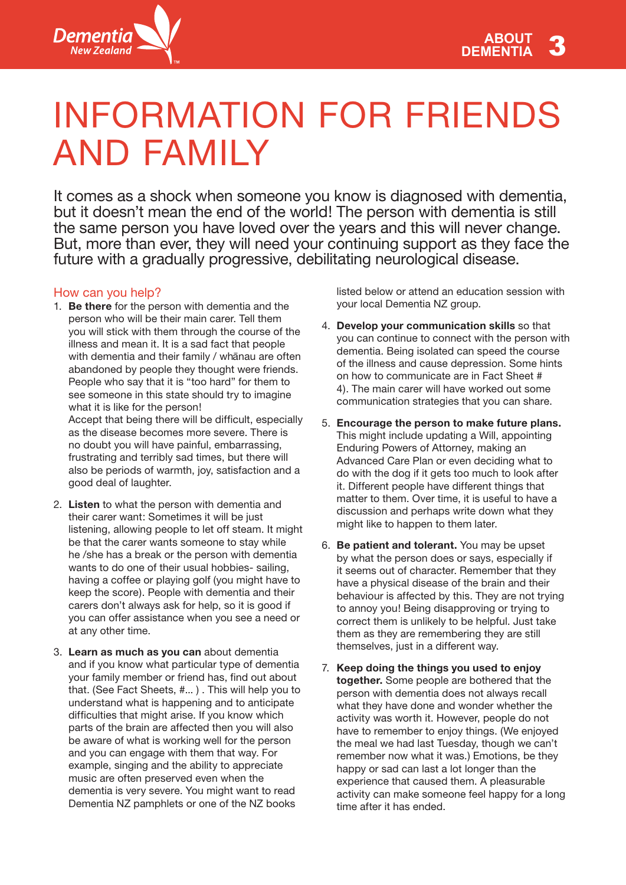# INFORMATION FOR FRIENDS AND FAMILY

It comes as a shock when someone you know is diagnosed with dementia, but it doesn't mean the end of the world! The person with dementia is still the same person you have loved over the years and this will never change. But, more than ever, they will need your continuing support as they face the future with a gradually progressive, debilitating neurological disease.

## How can you help?

1. **Be there** for the person with dementia and the person who will be their main carer. Tell them you will stick with them through the course of the illness and mean it. It is a sad fact that people with dementia and their family / whānau are often abandoned by people they thought were friends. People who say that it is "too hard" for them to see someone in this state should try to imagine what it is like for the person!
   Accept that being there will be difficult, especially as the disease becomes more severe. There is no doubt you will have painful, embarrassing, frustrating and terribly sad times, but there will also be periods of warmth, joy, satisfaction and a good deal of laughter.

2. **Listen** to what the person with dementia and their carer want: Sometimes it will be just listening, allowing people to let off steam. It might be that the carer wants someone to stay while he /she has a break or the person with dementia wants to do one of their usual hobbies- sailing, having a coffee or playing golf (you might have to keep the score). People with dementia and their carers don't always ask for help, so it is good if you can offer assistance when you see a need or at any other time.

3. **Learn as much as you can** about dementia and if you know what particular type of dementia your family member or friend has, find out about that. (See Fact Sheets, #... ) . This will help you to understand what is happening and to anticipate difficulties that might arise. If you know which parts of the brain are affected then you will also be aware of what is working well for the person and you can engage with them that way. For example, singing and the ability to appreciate music are often preserved even when the dementia is very severe. You might want to read Dementia NZ pamphlets or one of the NZ books listed below or attend an education session with your local Dementia NZ group.

4. **Develop your communication skills** so that you can continue to connect with the person with dementia. Being isolated can speed the course of the illness and cause depression. Some hints on how to communicate are in Fact Sheet # 4). The main carer will have worked out some communication strategies that you can share.

5. **Encourage the person to make future plans.** This might include updating a Will, appointing Enduring Powers of Attorney, making an Advanced Care Plan or even deciding what to do with the dog if it gets too much to look after it. Different people have different things that matter to them. Over time, it is useful to have a discussion and perhaps write down what they might like to happen to them later.

6. **Be patient and tolerant.** You may be upset by what the person does or says, especially if it seems out of character. Remember that they have a physical disease of the brain and their behaviour is affected by this. They are not trying to annoy you! Being disapproving or trying to correct them is unlikely to be helpful. Just take them as they are remembering they are still themselves, just in a different way.

7. **Keep doing the things you used to enjoy together.** Some people are bothered that the person with dementia does not always recall what they have done and wonder whether the activity was worth it. However, people do not have to remember to enjoy things. (We enjoyed the meal we had last Tuesday, though we can't remember now what it was.) Emotions, be they happy or sad can last a lot longer than the experience that caused them. A pleasurable activity can make someone feel happy for a long time after it has ended.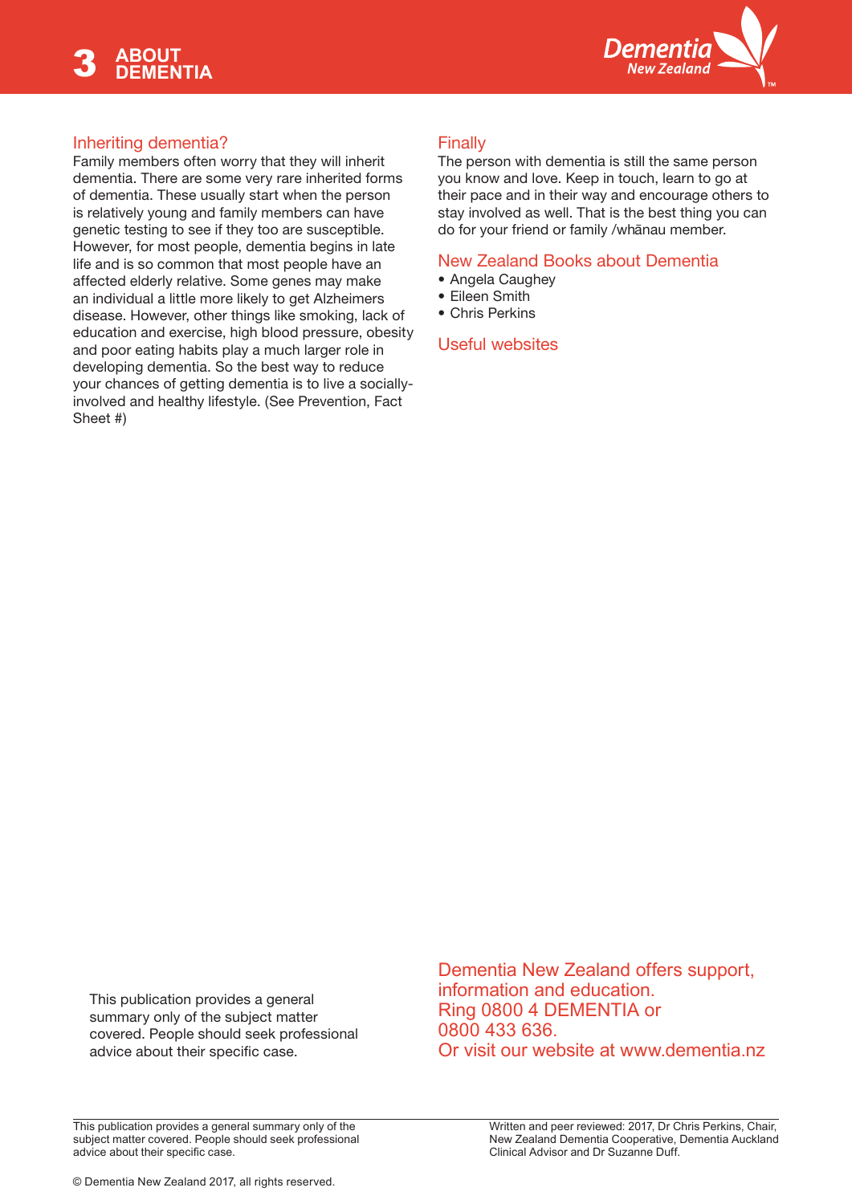## Inheriting dementia?

Family members often worry that they will inherit dementia. There are some very rare inherited forms of dementia. These usually start when the person is relatively young and family members can have genetic testing to see if they too are susceptible. However, for most people, dementia begins in late life and is so common that most people have an affected elderly relative. Some genes may make an individual a little more likely to get Alzheimers disease. However, other things like smoking, lack of education and exercise, high blood pressure, obesity and poor eating habits play a much larger role in developing dementia. So the best way to reduce your chances of getting dementia is to live a socially-involved and healthy lifestyle. (See Prevention, Fact Sheet #)

## Finally

The person with dementia is still the same person you know and love. Keep in touch, learn to go at their pace and in their way and encourage others to stay involved as well. That is the best thing you can do for your friend or family /whānau member.

## New Zealand Books about Dementia

- Angela Caughey
- Eileen Smith
- Chris Perkins

## Useful websites

This publication provides a general summary only of the subject matter covered. People should seek professional advice about their specific case.

Dementia New Zealand offers support, information and education.
Ring 0800 4 DEMENTIA or
0800 433 636.
Or visit our website at www.dementia.nz

This publication provides a general summary only of the subject matter covered. People should seek professional advice about their specific case.

Written and peer reviewed: 2017, Dr Chris Perkins, Chair, New Zealand Dementia Cooperative, Dementia Auckland Clinical Advisor and Dr Suzanne Duff.

© Dementia New Zealand 2017, all rights reserved.